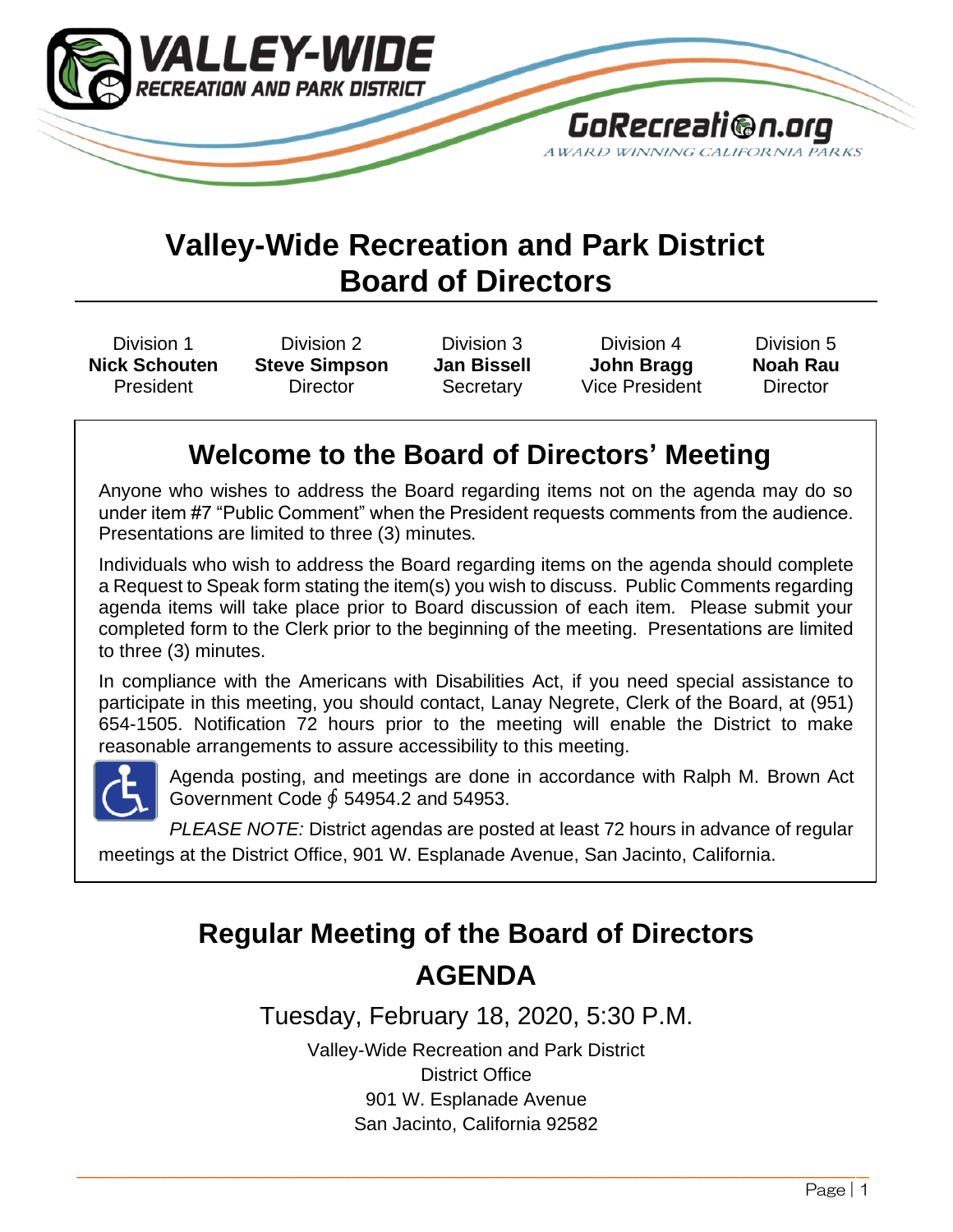VALLEY-WIDE RECREATION AND PARK DISTRICT

GoRecreation.org

AWARD WINNING CALIFORNIA PARKS

# Valley-Wide Recreation and Park District Board of Directors

| Division 1 | Division 2 | Division 3 | Division 4 | Division 5 |
|---|---|---|---|---|
| **Nick Schouten** | **Steve Simpson** | **Jan Bissell** | **John Bragg** | **Noah Rau** |
| President | Director | Secretary | Vice President | Director |

## Welcome to the Board of Directors' Meeting

Anyone who wishes to address the Board regarding items not on the agenda may do so under item #7 "Public Comment" when the President requests comments from the audience. Presentations are limited to three (3) minutes.

Individuals who wish to address the Board regarding items on the agenda should complete a Request to Speak form stating the item(s) you wish to discuss. Public Comments regarding agenda items will take place prior to Board discussion of each item. Please submit your completed form to the Clerk prior to the beginning of the meeting. Presentations are limited to three (3) minutes.

In compliance with the Americans with Disabilities Act, if you need special assistance to participate in this meeting, you should contact, Lanay Negrete, Clerk of the Board, at (951) 654-1505. Notification 72 hours prior to the meeting will enable the District to make reasonable arrangements to assure accessibility to this meeting.

Agenda posting, and meetings are done in accordance with Ralph M. Brown Act Government Code § 54954.2 and 54953.

*PLEASE NOTE:* District agendas are posted at least 72 hours in advance of regular meetings at the District Office, 901 W. Esplanade Avenue, San Jacinto, California.

# Regular Meeting of the Board of Directors AGENDA

Tuesday, February 18, 2020, 5:30 P.M.

Valley-Wide Recreation and Park District
District Office
901 W. Esplanade Avenue
San Jacinto, California 92582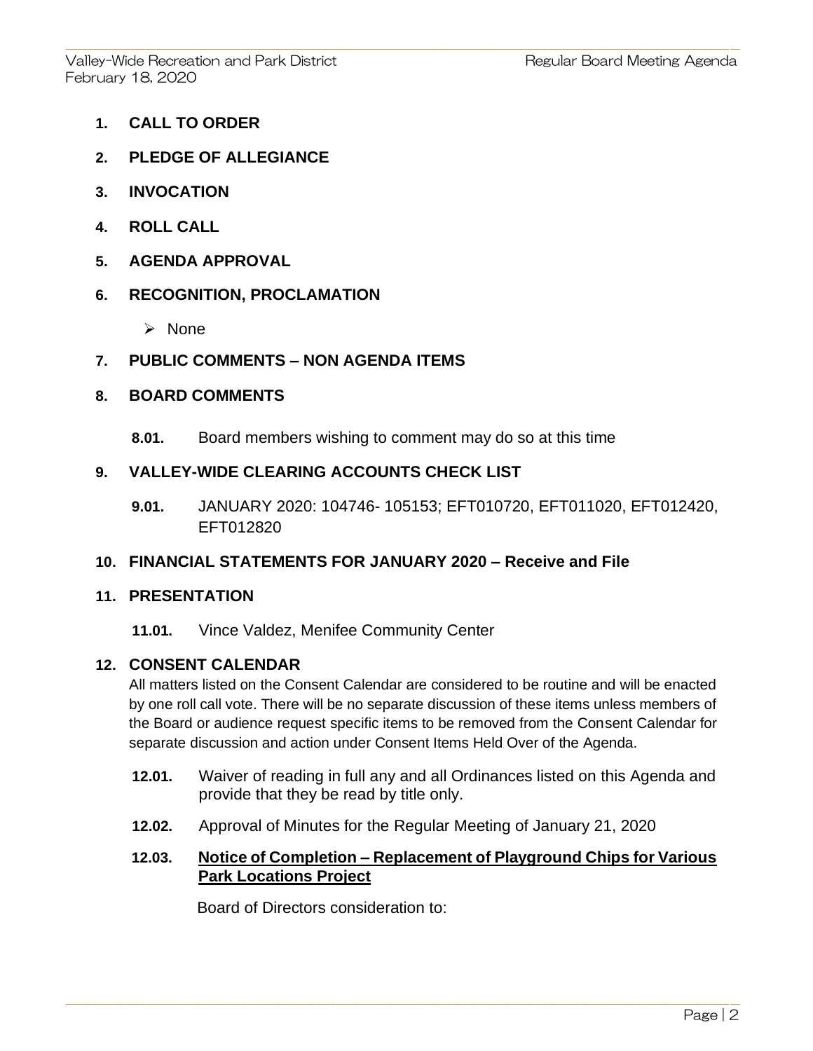**1. CALL TO ORDER**

**2. PLEDGE OF ALLEGIANCE**

**3. INVOCATION**

**4. ROLL CALL**

**5. AGENDA APPROVAL**

**6. RECOGNITION, PROCLAMATION**

- None

**7. PUBLIC COMMENTS – NON AGENDA ITEMS**

**8. BOARD COMMENTS**

**8.01.** Board members wishing to comment may do so at this time

**9. VALLEY-WIDE CLEARING ACCOUNTS CHECK LIST**

**9.01.** JANUARY 2020: 104746- 105153; EFT010720, EFT011020, EFT012420, EFT012820

**10. FINANCIAL STATEMENTS FOR JANUARY 2020 – Receive and File**

**11. PRESENTATION**

**11.01.** Vince Valdez, Menifee Community Center

**12. CONSENT CALENDAR**

All matters listed on the Consent Calendar are considered to be routine and will be enacted by one roll call vote. There will be no separate discussion of these items unless members of the Board or audience request specific items to be removed from the Consent Calendar for separate discussion and action under Consent Items Held Over of the Agenda.

**12.01.** Waiver of reading in full any and all Ordinances listed on this Agenda and provide that they be read by title only.

**12.02.** Approval of Minutes for the Regular Meeting of January 21, 2020

**12.03.** **Notice of Completion – Replacement of Playground Chips for Various Park Locations Project**

Board of Directors consideration to: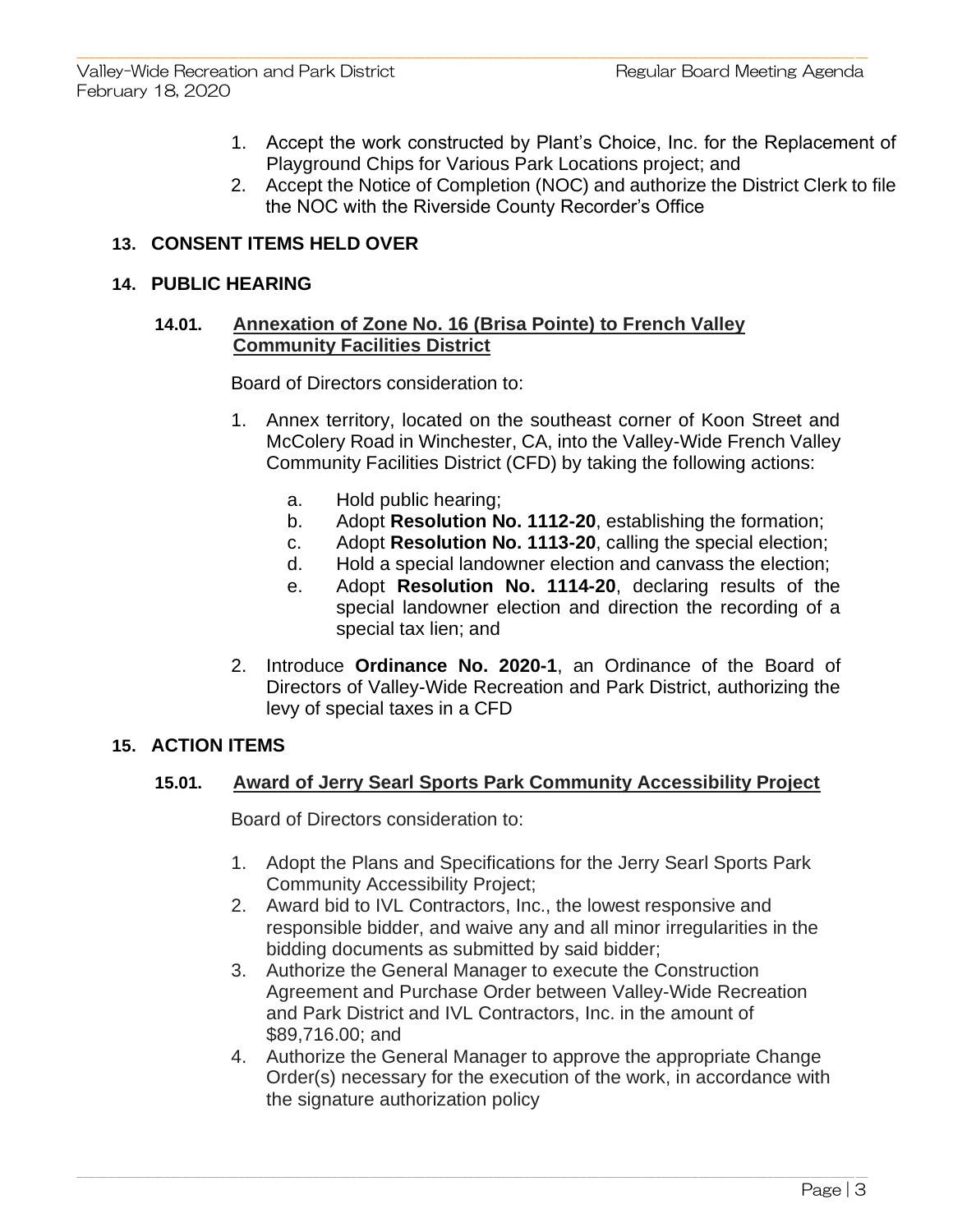1. Accept the work constructed by Plant's Choice, Inc. for the Replacement of Playground Chips for Various Park Locations project; and
2. Accept the Notice of Completion (NOC) and authorize the District Clerk to file the NOC with the Riverside County Recorder's Office

## 13. CONSENT ITEMS HELD OVER

## 14. PUBLIC HEARING

### 14.01. Annexation of Zone No. 16 (Brisa Pointe) to French Valley Community Facilities District

Board of Directors consideration to:

1. Annex territory, located on the southeast corner of Koon Street and McColery Road in Winchester, CA, into the Valley-Wide French Valley Community Facilities District (CFD) by taking the following actions:
   a. Hold public hearing;
   b. Adopt **Resolution No. 1112-20**, establishing the formation;
   c. Adopt **Resolution No. 1113-20**, calling the special election;
   d. Hold a special landowner election and canvass the election;
   e. Adopt **Resolution No. 1114-20**, declaring results of the special landowner election and direction the recording of a special tax lien; and
2. Introduce **Ordinance No. 2020-1**, an Ordinance of the Board of Directors of Valley-Wide Recreation and Park District, authorizing the levy of special taxes in a CFD

## 15. ACTION ITEMS

### 15.01. Award of Jerry Searl Sports Park Community Accessibility Project

Board of Directors consideration to:

1. Adopt the Plans and Specifications for the Jerry Searl Sports Park Community Accessibility Project;
2. Award bid to IVL Contractors, Inc., the lowest responsive and responsible bidder, and waive any and all minor irregularities in the bidding documents as submitted by said bidder;
3. Authorize the General Manager to execute the Construction Agreement and Purchase Order between Valley-Wide Recreation and Park District and IVL Contractors, Inc. in the amount of $89,716.00; and
4. Authorize the General Manager to approve the appropriate Change Order(s) necessary for the execution of the work, in accordance with the signature authorization policy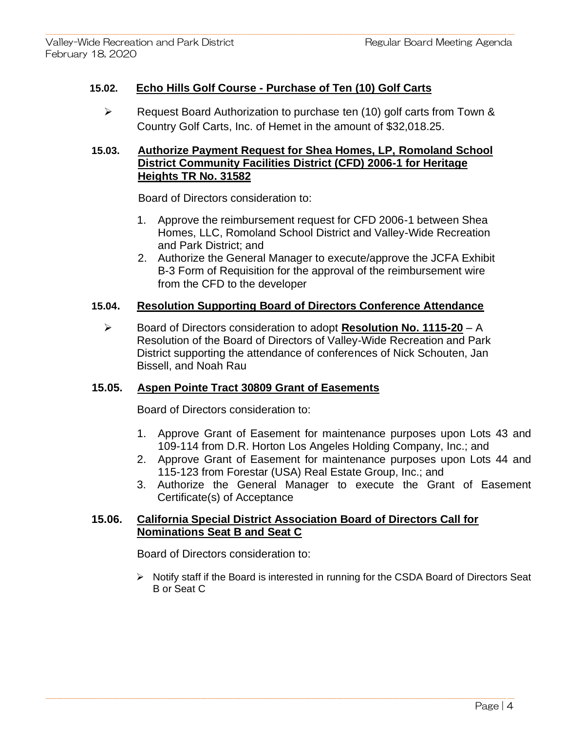**15.02. Echo Hills Golf Course - Purchase of Ten (10) Golf Carts**

- Request Board Authorization to purchase ten (10) golf carts from Town & Country Golf Carts, Inc. of Hemet in the amount of $32,018.25.

**15.03. Authorize Payment Request for Shea Homes, LP, Romoland School District Community Facilities District (CFD) 2006-1 for Heritage Heights TR No. 31582**

Board of Directors consideration to:

1. Approve the reimbursement request for CFD 2006-1 between Shea Homes, LLC, Romoland School District and Valley-Wide Recreation and Park District; and
2. Authorize the General Manager to execute/approve the JCFA Exhibit B-3 Form of Requisition for the approval of the reimbursement wire from the CFD to the developer

**15.04. Resolution Supporting Board of Directors Conference Attendance**

- Board of Directors consideration to adopt **Resolution No. 1115-20** – A Resolution of the Board of Directors of Valley-Wide Recreation and Park District supporting the attendance of conferences of Nick Schouten, Jan Bissell, and Noah Rau

**15.05. Aspen Pointe Tract 30809 Grant of Easements**

Board of Directors consideration to:

1. Approve Grant of Easement for maintenance purposes upon Lots 43 and 109-114 from D.R. Horton Los Angeles Holding Company, Inc.; and
2. Approve Grant of Easement for maintenance purposes upon Lots 44 and 115-123 from Forestar (USA) Real Estate Group, Inc.; and
3. Authorize the General Manager to execute the Grant of Easement Certificate(s) of Acceptance

**15.06. California Special District Association Board of Directors Call for Nominations Seat B and Seat C**

Board of Directors consideration to:

- Notify staff if the Board is interested in running for the CSDA Board of Directors Seat B or Seat C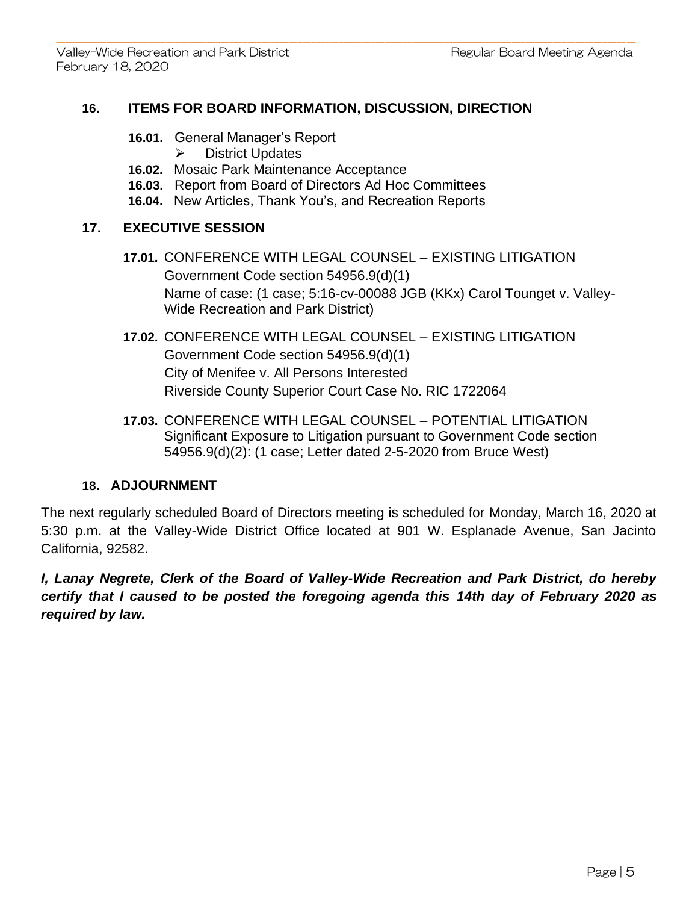## 16. ITEMS FOR BOARD INFORMATION, DISCUSSION, DIRECTION

- **16.01.** General Manager's Report
  - District Updates
- **16.02.** Mosaic Park Maintenance Acceptance
- **16.03.** Report from Board of Directors Ad Hoc Committees
- **16.04.** New Articles, Thank You's, and Recreation Reports

## 17. EXECUTIVE SESSION

**17.01.** CONFERENCE WITH LEGAL COUNSEL – EXISTING LITIGATION
Government Code section 54956.9(d)(1)
Name of case: (1 case; 5:16-cv-00088 JGB (KKx) Carol Tounget v. Valley-Wide Recreation and Park District)

**17.02.** CONFERENCE WITH LEGAL COUNSEL – EXISTING LITIGATION
Government Code section 54956.9(d)(1)
City of Menifee v. All Persons Interested
Riverside County Superior Court Case No. RIC 1722064

**17.03.** CONFERENCE WITH LEGAL COUNSEL – POTENTIAL LITIGATION
Significant Exposure to Litigation pursuant to Government Code section 54956.9(d)(2): (1 case; Letter dated 2-5-2020 from Bruce West)

## 18. ADJOURNMENT

The next regularly scheduled Board of Directors meeting is scheduled for Monday, March 16, 2020 at 5:30 p.m. at the Valley-Wide District Office located at 901 W. Esplanade Avenue, San Jacinto California, 92582.

***I, Lanay Negrete, Clerk of the Board of Valley-Wide Recreation and Park District, do hereby certify that I caused to be posted the foregoing agenda this 14th day of February 2020 as required by law.***